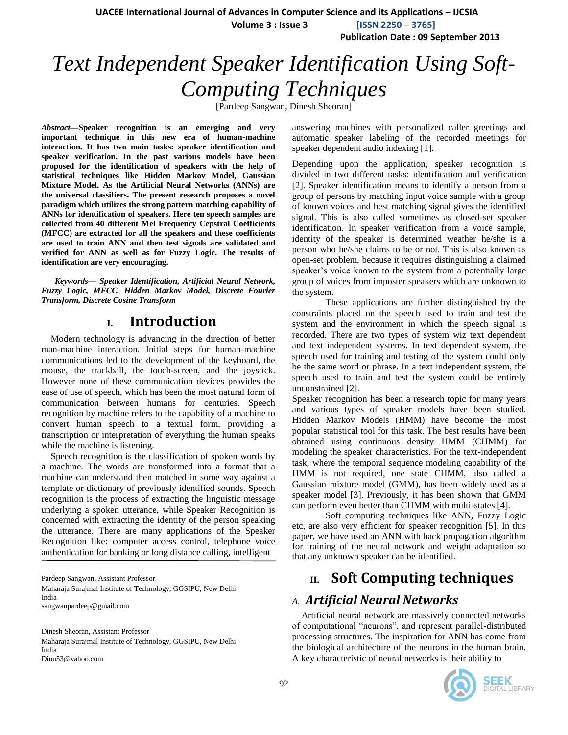# Text Independent Speaker Identification Using Soft-Computing Techniques

[Pardeep Sangwan, Dinesh Sheoran]

***Abstract*—Speaker recognition is an emerging and very important technique in this new era of human-machine interaction. It has two main tasks: speaker identification and speaker verification. In the past various models have been proposed for the identification of speakers with the help of statistical techniques like Hidden Markov Model, Gaussian Mixture Model. As the Artificial Neural Networks (ANNs) are the universal classifiers. The present research proposes a novel paradigm which utilizes the strong pattern matching capability of ANNs for identification of speakers. Here ten speech samples are collected from 40 different Mel Frequency Cepstral Coefficients (MFCC) are extracted for all the speakers and these coefficients are used to train ANN and then test signals are validated and verified for ANN as well as for Fuzzy Logic. The results of identification are very encouraging.**

***Keywords*— Speaker Identification, Artificial Neural Network, Fuzzy Logic, MFCC, Hidden Markov Model, Discrete Fourier Transform, Discrete Cosine Transform**

## I. Introduction

Modern technology is advancing in the direction of better man-machine interaction. Initial steps for human-machine communications led to the development of the keyboard, the mouse, the trackball, the touch-screen, and the joystick. However none of these communication devices provides the ease of use of speech, which has been the most natural form of communication between humans for centuries. Speech recognition by machine refers to the capability of a machine to convert human speech to a textual form, providing a transcription or interpretation of everything the human speaks while the machine is listening.

Speech recognition is the classification of spoken words by a machine. The words are transformed into a format that a machine can understand then matched in some way against a template or dictionary of previously identified sounds. Speech recognition is the process of extracting the linguistic message underlying a spoken utterance, while Speaker Recognition is concerned with extracting the identity of the person speaking the utterance. There are many applications of the Speaker Recognition like: computer access control, telephone voice authentication for banking or long distance calling, intelligent answering machines with personalized caller greetings and automatic speaker labeling of the recorded meetings for speaker dependent audio indexing [1].

Pardeep Sangwan, Assistant Professor
Maharaja Surajmal Institute of Technology, GGSIPU, New Delhi
India
sangwanpardeep@gmail.com

Dinesh Sheoran, Assistant Professor
Maharaja Surajmal Institute of Technology, GGSIPU, New Delhi
India
Dinu53@yahoo.com

Depending upon the application, speaker recognition is divided in two different tasks: identification and verification [2]. Speaker identification means to identify a person from a group of persons by matching input voice sample with a group of known voices and best matching signal gives the identified signal. This is also called sometimes as closed-set speaker identification. In speaker verification from a voice sample, identity of the speaker is determined weather he/she is a person who he/she claims to be or not. This is also known as open-set problem, because it requires distinguishing a claimed speaker's voice known to the system from a potentially large group of voices from imposter speakers which are unknown to the system.

These applications are further distinguished by the constraints placed on the speech used to train and test the system and the environment in which the speech signal is recorded. There are two types of system wiz text dependent and text independent systems. In text dependent system, the speech used for training and testing of the system could only be the same word or phrase. In a text independent system, the speech used to train and test the system could be entirely unconstrained [2].

Speaker recognition has been a research topic for many years and various types of speaker models have been studied. Hidden Markov Models (HMM) have become the most popular statistical tool for this task. The best results have been obtained using continuous density HMM (CHMM) for modeling the speaker characteristics. For the text-independent task, where the temporal sequence modeling capability of the HMM is not required, one state CHMM, also called a Gaussian mixture model (GMM), has been widely used as a speaker model [3]. Previously, it has been shown that GMM can perform even better than CHMM with multi-states [4].

Soft computing techniques like ANN, Fuzzy Logic etc, are also very efficient for speaker recognition [5]. In this paper, we have used an ANN with back propagation algorithm for training of the neural network and weight adaptation so that any unknown speaker can be identified.

## II. Soft Computing techniques

### *A. Artificial Neural Networks*

Artificial neural network are massively connected networks of computational "neurons", and represent parallel-distributed processing structures. The inspiration for ANN has come from the biological architecture of the neurons in the human brain. A key characteristic of neural networks is their ability to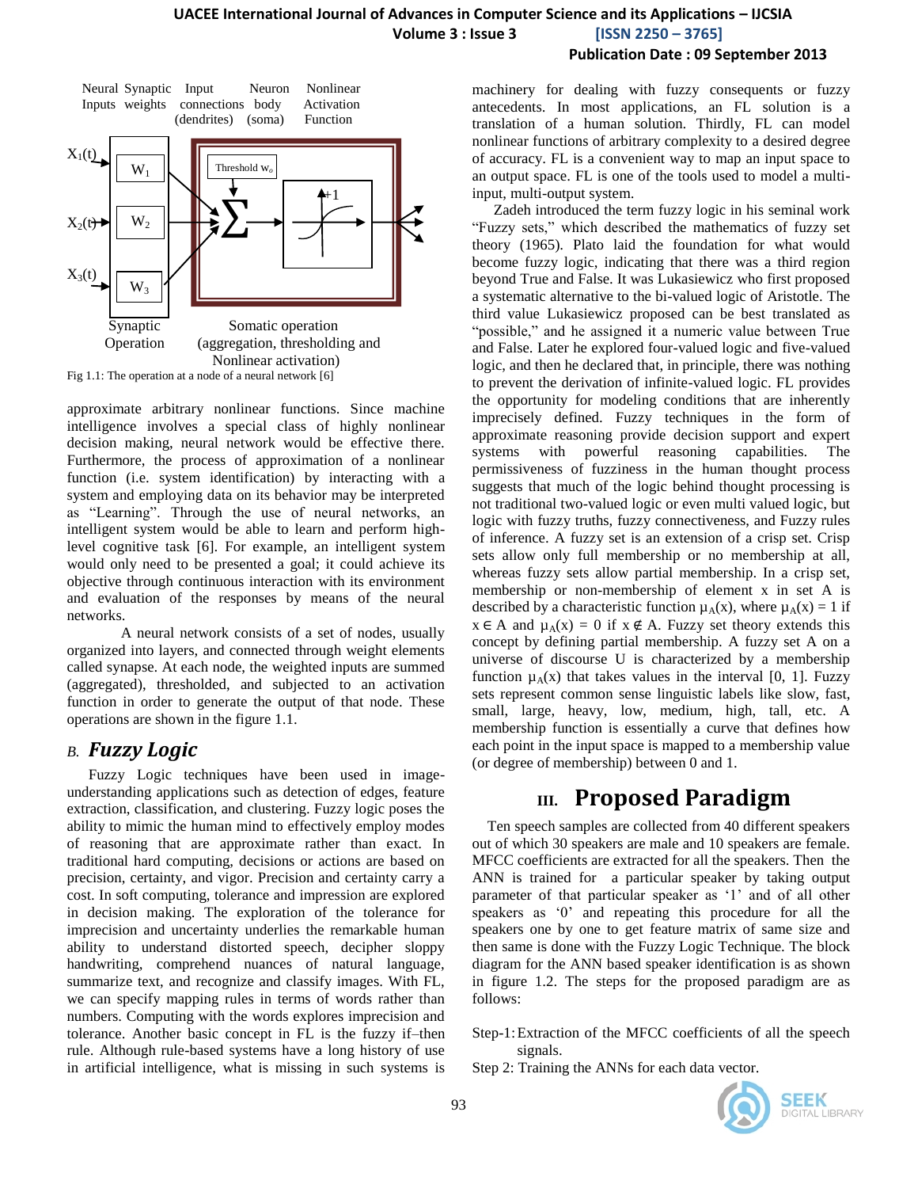Neural Inputs

Synaptic weights

Input connections (dendrites)

Neuron body (soma)

Nonlinear Activation Function

$X_1(t)$

$X_2(t)$

$X_3(t)$

$W_1$

$W_2$

$W_3$

Threshold $w_o$

$\Sigma$

+1

Synaptic Operation

Somatic operation (aggregation, thresholding and Nonlinear activation)

Fig 1.1: The operation at a node of a neural network [6]

approximate arbitrary nonlinear functions. Since machine intelligence involves a special class of highly nonlinear decision making, neural network would be effective there. Furthermore, the process of approximation of a nonlinear function (i.e. system identification) by interacting with a system and employing data on its behavior may be interpreted as "Learning". Through the use of neural networks, an intelligent system would be able to learn and perform high-level cognitive task [6]. For example, an intelligent system would only need to be presented a goal; it could achieve its objective through continuous interaction with its environment and evaluation of the responses by means of the neural networks.

A neural network consists of a set of nodes, usually organized into layers, and connected through weight elements called synapse. At each node, the weighted inputs are summed (aggregated), thresholded, and subjected to an activation function in order to generate the output of that node. These operations are shown in the figure 1.1.

### *B. Fuzzy Logic*

Fuzzy Logic techniques have been used in image-understanding applications such as detection of edges, feature extraction, classification, and clustering. Fuzzy logic poses the ability to mimic the human mind to effectively employ modes of reasoning that are approximate rather than exact. In traditional hard computing, decisions or actions are based on precision, certainty, and vigor. Precision and certainty carry a cost. In soft computing, tolerance and impression are explored in decision making. The exploration of the tolerance for imprecision and uncertainty underlies the remarkable human ability to understand distorted speech, decipher sloppy handwriting, comprehend nuances of natural language, summarize text, and recognize and classify images. With FL, we can specify mapping rules in terms of words rather than numbers. Computing with the words explores imprecision and tolerance. Another basic concept in FL is the fuzzy if–then rule. Although rule-based systems have a long history of use in artificial intelligence, what is missing in such systems is machinery for dealing with fuzzy consequents or fuzzy antecedents. In most applications, an FL solution is a translation of a human solution. Thirdly, FL can model nonlinear functions of arbitrary complexity to a desired degree of accuracy. FL is a convenient way to map an input space to an output space. FL is one of the tools used to model a multi-input, multi-output system.

Zadeh introduced the term fuzzy logic in his seminal work "Fuzzy sets," which described the mathematics of fuzzy set theory (1965). Plato laid the foundation for what would become fuzzy logic, indicating that there was a third region beyond True and False. It was Lukasiewicz who first proposed a systematic alternative to the bi-valued logic of Aristotle. The third value Lukasiewicz proposed can be best translated as "possible," and he assigned it a numeric value between True and False. Later he explored four-valued logic and five-valued logic, and then he declared that, in principle, there was nothing to prevent the derivation of infinite-valued logic. FL provides the opportunity for modeling conditions that are inherently imprecisely defined. Fuzzy techniques in the form of approximate reasoning provide decision support and expert systems with powerful reasoning capabilities. The permissiveness of fuzziness in the human thought process suggests that much of the logic behind thought processing is not traditional two-valued logic or even multi valued logic, but logic with fuzzy truths, fuzzy connectiveness, and Fuzzy rules of inference. A fuzzy set is an extension of a crisp set. Crisp sets allow only full membership or no membership at all, whereas fuzzy sets allow partial membership. In a crisp set, membership or non-membership of element x in set A is described by a characteristic function $\mu_A(x)$, where $\mu_A(x) = 1$ if $x \in A$ and $\mu_A(x) = 0$ if $x \notin A$. Fuzzy set theory extends this concept by defining partial membership. A fuzzy set A on a universe of discourse U is characterized by a membership function $\mu_A(x)$ that takes values in the interval [0, 1]. Fuzzy sets represent common sense linguistic labels like slow, fast, small, large, heavy, low, medium, high, tall, etc. A membership function is essentially a curve that defines how each point in the input space is mapped to a membership value (or degree of membership) between 0 and 1.

## III. Proposed Paradigm

Ten speech samples are collected from 40 different speakers out of which 30 speakers are male and 10 speakers are female. MFCC coefficients are extracted for all the speakers. Then the ANN is trained for a particular speaker by taking output parameter of that particular speaker as '1' and of all other speakers as '0' and repeating this procedure for all the speakers one by one to get feature matrix of same size and then same is done with the Fuzzy Logic Technique. The block diagram for the ANN based speaker identification is as shown in figure 1.2. The steps for the proposed paradigm are as follows:

Step-1: Extraction of the MFCC coefficients of all the speech signals.

Step 2: Training the ANNs for each data vector.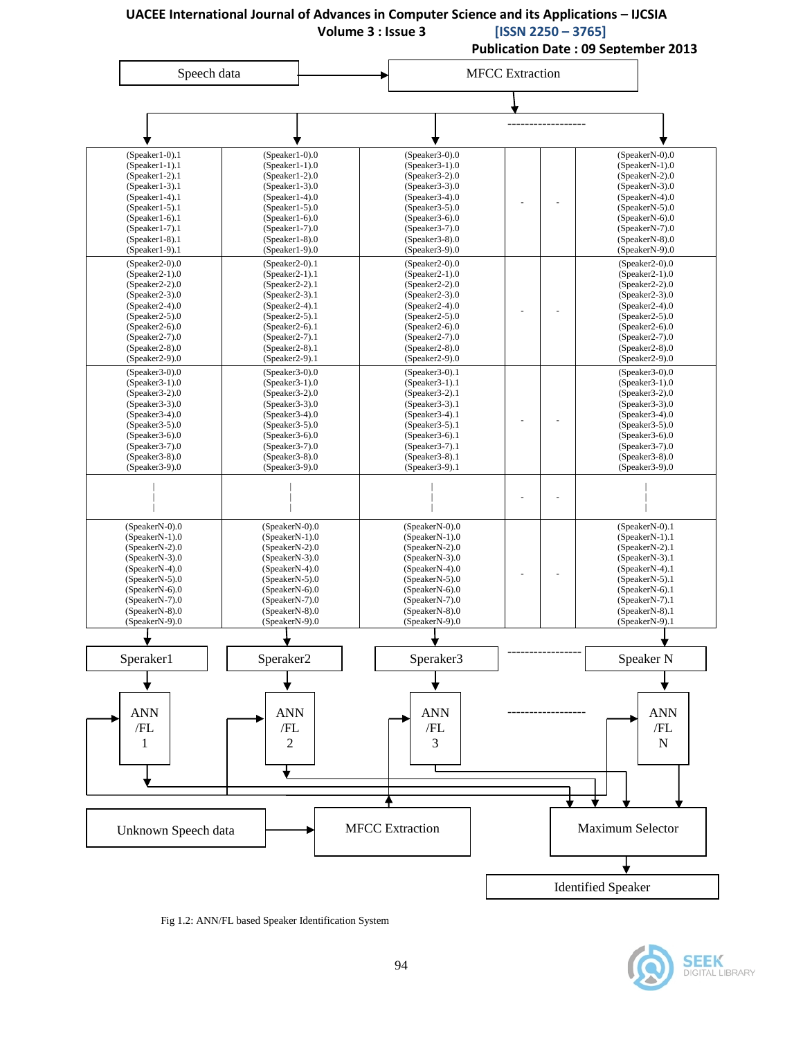Speech data → MFCC Extraction

------------------

| | | | | | |
|---|---|---|---|---|---|
| (Speaker1-0).1<br>(Speaker1-1).1<br>(Speaker1-2).1<br>(Speaker1-3).1<br>(Speaker1-4).1<br>(Speaker1-5).1<br>(Speaker1-6).1<br>(Speaker1-7).1<br>(Speaker1-8).1<br>(Speaker1-9).1 | (Speaker1-0).0<br>(Speaker1-1).0<br>(Speaker1-2).0<br>(Speaker1-3).0<br>(Speaker1-4).0<br>(Speaker1-5).0<br>(Speaker1-6).0<br>(Speaker1-7).0<br>(Speaker1-8).0<br>(Speaker1-9).0 | (Speaker3-0).0<br>(Speaker3-1).0<br>(Speaker3-2).0<br>(Speaker3-3).0<br>(Speaker3-4).0<br>(Speaker3-5).0<br>(Speaker3-6).0<br>(Speaker3-7).0<br>(Speaker3-8).0<br>(Speaker3-9).0 | - | - | (SpeakerN-0).0<br>(SpeakerN-1).0<br>(SpeakerN-2).0<br>(SpeakerN-3).0<br>(SpeakerN-4).0<br>(SpeakerN-5).0<br>(SpeakerN-6).0<br>(SpeakerN-7).0<br>(SpeakerN-8).0<br>(SpeakerN-9).0 |
| (Speaker2-0).0<br>(Speaker2-1).0<br>(Speaker2-2).0<br>(Speaker2-3).0<br>(Speaker2-4).0<br>(Speaker2-5).0<br>(Speaker2-6).0<br>(Speaker2-7).0<br>(Speaker2-8).0<br>(Speaker2-9).0 | (Speaker2-0).1<br>(Speaker2-1).1<br>(Speaker2-2).1<br>(Speaker2-3).1<br>(Speaker2-4).1<br>(Speaker2-5).1<br>(Speaker2-6).1<br>(Speaker2-7).1<br>(Speaker2-8).1<br>(Speaker2-9).1 | (Speaker2-0).0<br>(Speaker2-1).0<br>(Speaker2-2).0<br>(Speaker2-3).0<br>(Speaker2-4).0<br>(Speaker2-5).0<br>(Speaker2-6).0<br>(Speaker2-7).0<br>(Speaker2-8).0<br>(Speaker2-9).0 | - | - | (Speaker2-0).0<br>(Speaker2-1).0<br>(Speaker2-2).0<br>(Speaker2-3).0<br>(Speaker2-4).0<br>(Speaker2-5).0<br>(Speaker2-6).0<br>(Speaker2-7).0<br>(Speaker2-8).0<br>(Speaker2-9).0 |
| (Speaker3-0).0<br>(Speaker3-1).0<br>(Speaker3-2).0<br>(Speaker3-3).0<br>(Speaker3-4).0<br>(Speaker3-5).0<br>(Speaker3-6).0<br>(Speaker3-7).0<br>(Speaker3-8).0<br>(Speaker3-9).0 | (Speaker3-0).0<br>(Speaker3-1).0<br>(Speaker3-2).0<br>(Speaker3-3).0<br>(Speaker3-4).0<br>(Speaker3-5).0<br>(Speaker3-6).0<br>(Speaker3-7).0<br>(Speaker3-8).0<br>(Speaker3-9).0 | (Speaker3-0).1<br>(Speaker3-1).1<br>(Speaker3-2).1<br>(Speaker3-3).1<br>(Speaker3-4).1<br>(Speaker3-5).1<br>(Speaker3-6).1<br>(Speaker3-7).1<br>(Speaker3-8).1<br>(Speaker3-9).1 | - | - | (Speaker3-0).0<br>(Speaker3-1).0<br>(Speaker3-2).0<br>(Speaker3-3).0<br>(Speaker3-4).0<br>(Speaker3-5).0<br>(Speaker3-6).0<br>(Speaker3-7).0<br>(Speaker3-8).0<br>(Speaker3-9).0 |
| \|<br>\|<br>\| | \|<br>\|<br>\| | \|<br>\|<br>\| | - | - | \|<br>\|<br>\| |
| (SpeakerN-0).0<br>(SpeakerN-1).0<br>(SpeakerN-2).0<br>(SpeakerN-3).0<br>(SpeakerN-4).0<br>(SpeakerN-5).0<br>(SpeakerN-6).0<br>(SpeakerN-7).0<br>(SpeakerN-8).0<br>(SpeakerN-9).0 | (SpeakerN-0).0<br>(SpeakerN-1).0<br>(SpeakerN-2).0<br>(SpeakerN-3).0<br>(SpeakerN-4).0<br>(SpeakerN-5).0<br>(SpeakerN-6).0<br>(SpeakerN-7).0<br>(SpeakerN-8).0<br>(SpeakerN-9).0 | (SpeakerN-0).0<br>(SpeakerN-1).0<br>(SpeakerN-2).0<br>(SpeakerN-3).0<br>(SpeakerN-4).0<br>(SpeakerN-5).0<br>(SpeakerN-6).0<br>(SpeakerN-7).0<br>(SpeakerN-8).0<br>(SpeakerN-9).0 | - | - | (SpeakerN-0).1<br>(SpeakerN-1).1<br>(SpeakerN-2).1<br>(SpeakerN-3).1<br>(SpeakerN-4).1<br>(SpeakerN-5).1<br>(SpeakerN-6).1<br>(SpeakerN-7).1<br>(SpeakerN-8).1<br>(SpeakerN-9).1 |

Speraker1 | Speraker2 | Speraker3 | ------------------ | Speaker N

ANN /FL 1 | ANN /FL 2 | ANN /FL 3 | ------------------ | ANN /FL N

Unknown Speech data → MFCC Extraction

Maximum Selector → Identified Speaker

Fig 1.2: ANN/FL based Speaker Identification System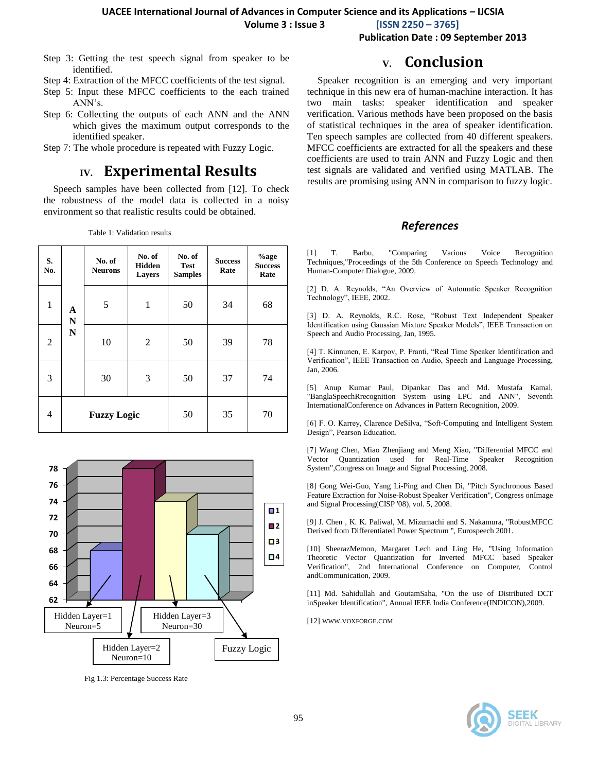Step 3: Getting the test speech signal from speaker to be identified.

Step 4: Extraction of the MFCC coefficients of the test signal.

Step 5: Input these MFCC coefficients to the each trained ANN's.

Step 6: Collecting the outputs of each ANN and the ANN which gives the maximum output corresponds to the identified speaker.

Step 7: The whole procedure is repeated with Fuzzy Logic.

## IV. Experimental Results

Speech samples have been collected from [12]. To check the robustness of the model data is collected in a noisy environment so that realistic results could be obtained.

Table 1: Validation results

| S. No. | | No. of Neurons | No. of Hidden Layers | No. of Test Samples | Success Rate | %age Success Rate |
|---|---|---|---|---|---|---|
| 1 | ANN | 5 | 1 | 50 | 34 | 68 |
| 2 | | 10 | 2 | 50 | 39 | 78 |
| 3 | | 30 | 3 | 50 | 37 | 74 |
| 4 | Fuzzy Logic | | | 50 | 35 | 70 |

78
76
74
72
70
68
66
64
62

1
2
3
4

Hidden Layer=1 Neuron=5

Hidden Layer=2 Neuron=10

Hidden Layer=3 Neuron=30

Fuzzy Logic

Fig 1.3: Percentage Success Rate

## V. Conclusion

Speaker recognition is an emerging and very important technique in this new era of human-machine interaction. It has two main tasks: speaker identification and speaker verification. Various methods have been proposed on the basis of statistical techniques in the area of speaker identification. Ten speech samples are collected from 40 different speakers. MFCC coefficients are extracted for all the speakers and these coefficients are used to train ANN and Fuzzy Logic and then test signals are validated and verified using MATLAB. The results are promising using ANN in comparison to fuzzy logic.

## *References*

[1] T. Barbu, "Comparing Various Voice Recognition Techniques,"Proceedings of the 5th Conference on Speech Technology and Human-Computer Dialogue, 2009.

[2] D. A. Reynolds, "An Overview of Automatic Speaker Recognition Technology", IEEE, 2002.

[3] D. A. Reynolds, R.C. Rose, "Robust Text Independent Speaker Identification using Gaussian Mixture Speaker Models", IEEE Transaction on Speech and Audio Processing, Jan, 1995.

[4] T. Kinnunen, E. Karpov, P. Franti, "Real Time Speaker Identification and Verification", IEEE Transaction on Audio, Speech and Language Processing, Jan, 2006.

[5] Anup Kumar Paul, Dipankar Das and Md. Mustafa Kamal, "BanglaSpeechRrecognition System using LPC and ANN", Seventh InternationalConference on Advances in Pattern Recognition, 2009.

[6] F. O. Karrey, Clarence DeSilva, "Soft-Computing and Intelligent System Design", Pearson Education.

[7] Wang Chen, Miao Zhenjiang and Meng Xiao, "Differential MFCC and Vector Quantization used for Real-Time Speaker Recognition System",Congress on Image and Signal Processing, 2008.

[8] Gong Wei-Guo, Yang Li-Ping and Chen Di, "Pitch Synchronous Based Feature Extraction for Noise-Robust Speaker Verification", Congress onImage and Signal Processing(CISP '08), vol. 5, 2008.

[9] J. Chen , K. K. Paliwal, M. Mizumachi and S. Nakamura, "RobustMFCC Derived from Differentiated Power Spectrum ", Eurospeech 2001.

[10] SheerazMemon, Margaret Lech and Ling He, "Using Information Theoretic Vector Quantization for Inverted MFCC based Speaker Verification", 2nd International Conference on Computer, Control andCommunication, 2009.

[11] Md. Sahidullah and GoutamSaha, "On the use of Distributed DCT inSpeaker Identification", Annual IEEE India Conference(INDICON),2009.

[12] WWW.VOXFORGE.COM